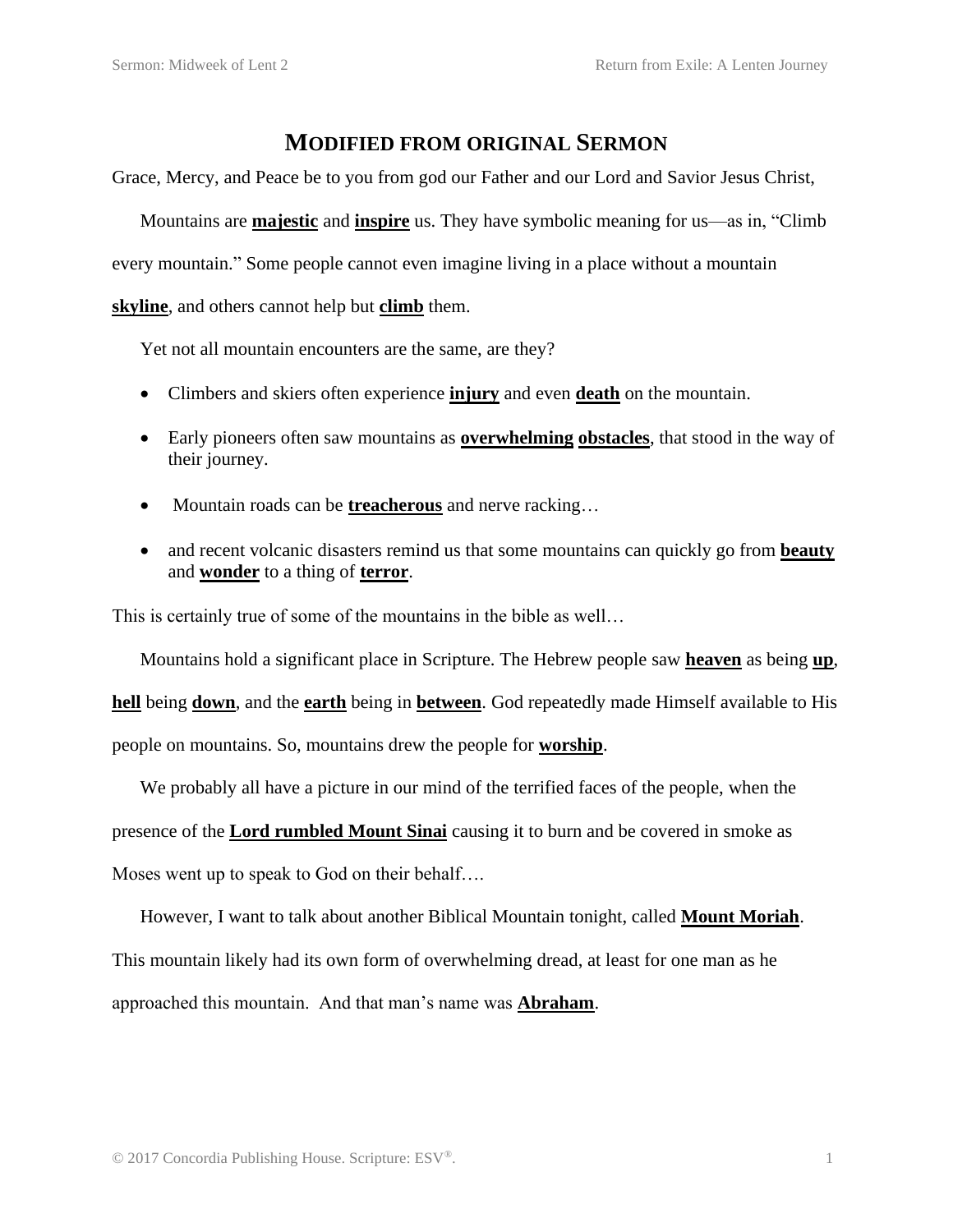# MODIFIED FROM ORIGINAL SERMON

Grace, Mercy, and Peace be to you from god our Father and our Lord and Savior Jesus Christ,

Mountains are **majestic** and **inspire** us. They have symbolic meaning for us—as in, "Climb every mountain." Some people cannot even imagine living in a place without a mountain **skyline**, and others cannot help but **climb** them.

Yet not all mountain encounters are the same, are they?

- Climbers and skiers often experience **injury** and even **death** on the mountain.
- Early pioneers often saw mountains as **overwhelming obstacles**, that stood in the way of their journey.
- Mountain roads can be **treacherous** and nerve racking…
- and recent volcanic disasters remind us that some mountains can quickly go from **beauty** and **wonder** to a thing of **terror**.

This is certainly true of some of the mountains in the bible as well…

Mountains hold a significant place in Scripture. The Hebrew people saw **heaven** as being **up**, **hell** being **down**, and the **earth** being in **between**. God repeatedly made Himself available to His people on mountains. So, mountains drew the people for **worship**.

We probably all have a picture in our mind of the terrified faces of the people, when the presence of the **Lord rumbled Mount Sinai** causing it to burn and be covered in smoke as Moses went up to speak to God on their behalf….

However, I want to talk about another Biblical Mountain tonight, called **Mount Moriah**. This mountain likely had its own form of overwhelming dread, at least for one man as he approached this mountain. And that man's name was **Abraham**.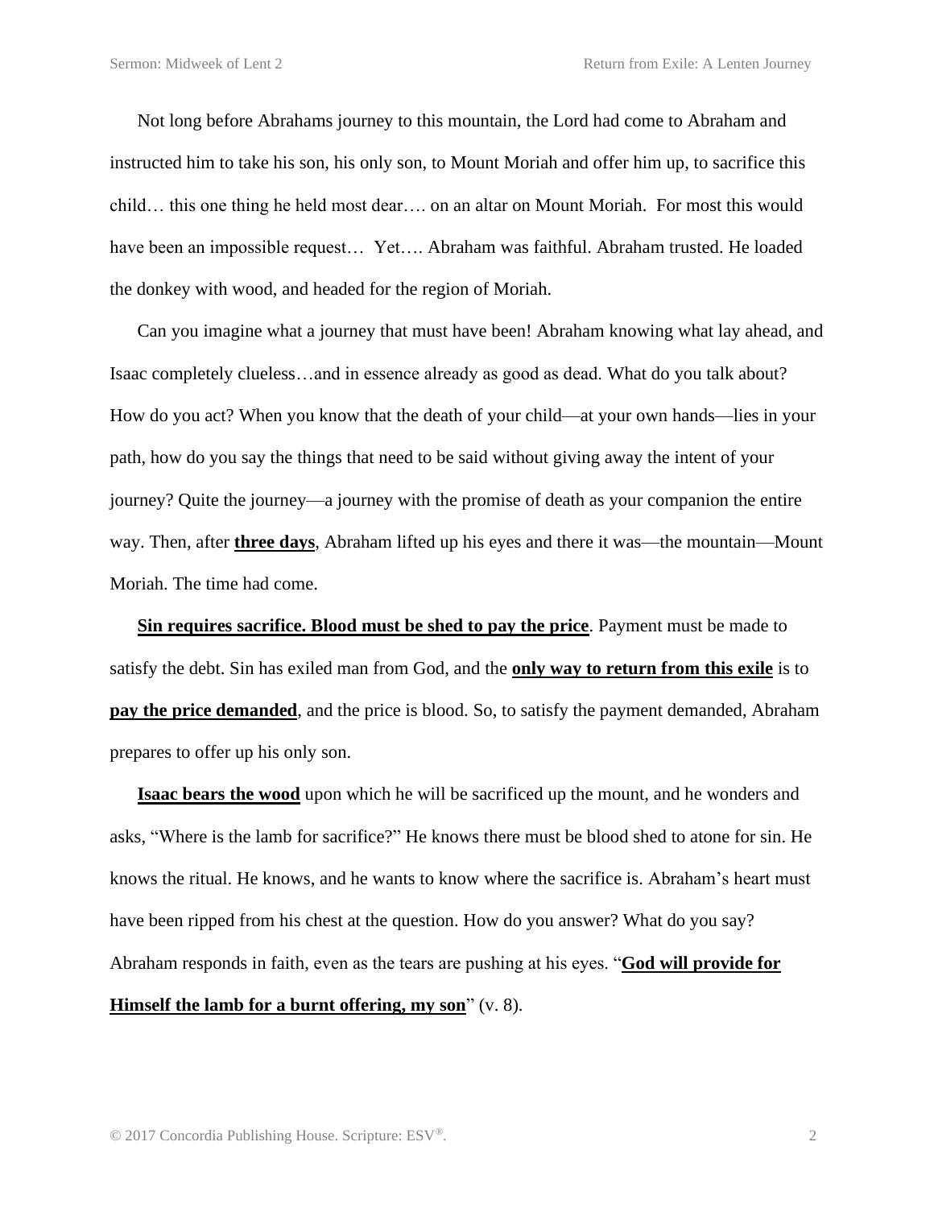Not long before Abrahams journey to this mountain, the Lord had come to Abraham and instructed him to take his son, his only son, to Mount Moriah and offer him up, to sacrifice this child… this one thing he held most dear…. on an altar on Mount Moriah. For most this would have been an impossible request… Yet…. Abraham was faithful. Abraham trusted. He loaded the donkey with wood, and headed for the region of Moriah.

Can you imagine what a journey that must have been! Abraham knowing what lay ahead, and Isaac completely clueless…and in essence already as good as dead. What do you talk about? How do you act? When you know that the death of your child—at your own hands—lies in your path, how do you say the things that need to be said without giving away the intent of your journey? Quite the journey—a journey with the promise of death as your companion the entire way. Then, after **<u>three days</u>**, Abraham lifted up his eyes and there it was—the mountain—Mount Moriah. The time had come.

**<u>Sin requires sacrifice. Blood must be shed to pay the price</u>**. Payment must be made to satisfy the debt. Sin has exiled man from God, and the **<u>only way to return from this exile</u>** is to **<u>pay the price demanded</u>**, and the price is blood. So, to satisfy the payment demanded, Abraham prepares to offer up his only son.

**<u>Isaac bears the wood</u>** upon which he will be sacrificed up the mount, and he wonders and asks, "Where is the lamb for sacrifice?" He knows there must be blood shed to atone for sin. He knows the ritual. He knows, and he wants to know where the sacrifice is. Abraham's heart must have been ripped from his chest at the question. How do you answer? What do you say? Abraham responds in faith, even as the tears are pushing at his eyes. "**<u>God will provide for Himself the lamb for a burnt offering, my son</u>**" (v. 8).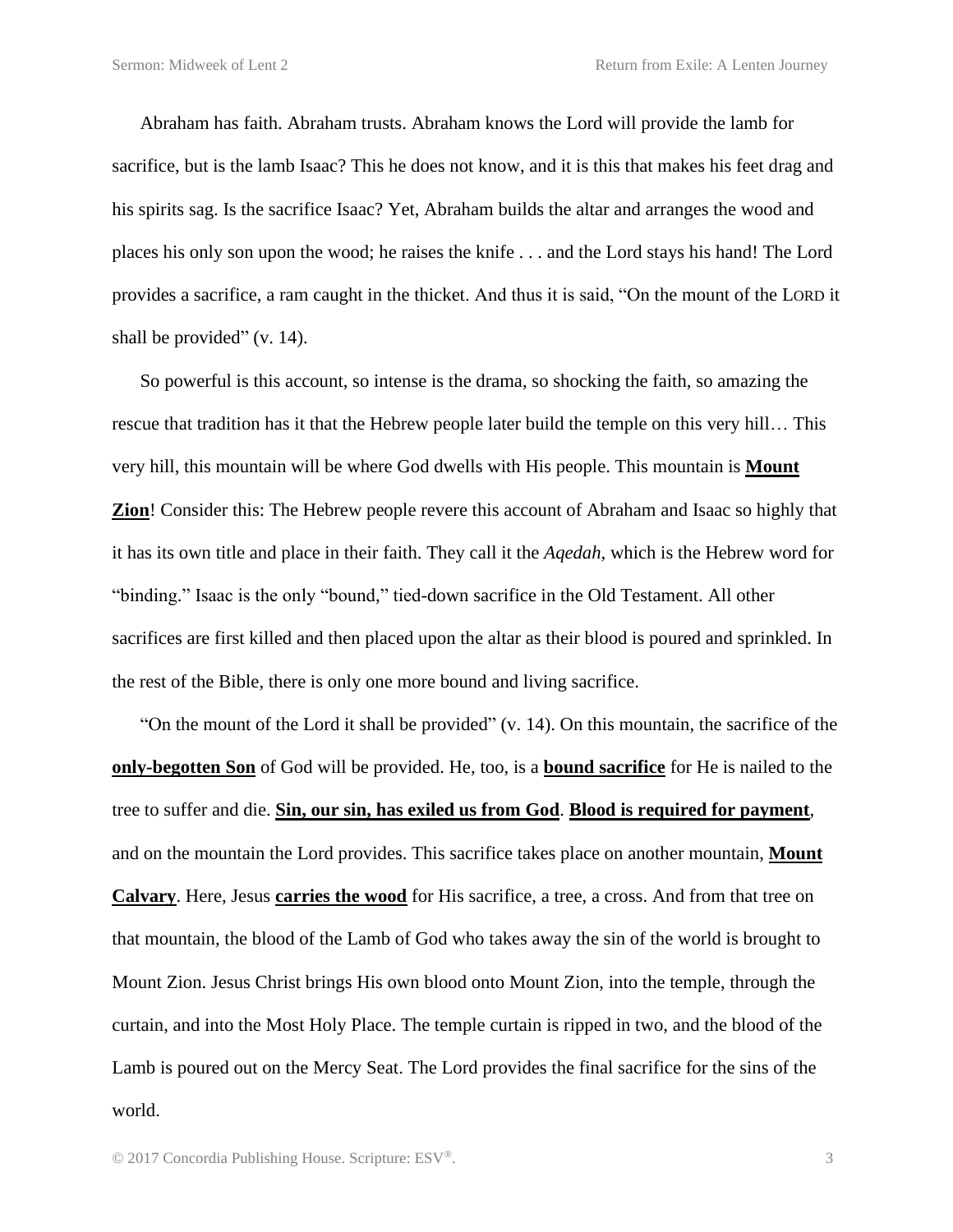Abraham has faith. Abraham trusts. Abraham knows the Lord will provide the lamb for sacrifice, but is the lamb Isaac? This he does not know, and it is this that makes his feet drag and his spirits sag. Is the sacrifice Isaac? Yet, Abraham builds the altar and arranges the wood and places his only son upon the wood; he raises the knife . . . and the Lord stays his hand! The Lord provides a sacrifice, a ram caught in the thicket. And thus it is said, "On the mount of the LORD it shall be provided" (v. 14).

So powerful is this account, so intense is the drama, so shocking the faith, so amazing the rescue that tradition has it that the Hebrew people later build the temple on this very hill… This very hill, this mountain will be where God dwells with His people. This mountain is **Mount Zion**! Consider this: The Hebrew people revere this account of Abraham and Isaac so highly that it has its own title and place in their faith. They call it the *Aqedah,* which is the Hebrew word for "binding." Isaac is the only "bound," tied-down sacrifice in the Old Testament. All other sacrifices are first killed and then placed upon the altar as their blood is poured and sprinkled. In the rest of the Bible, there is only one more bound and living sacrifice.

"On the mount of the Lord it shall be provided" (v. 14). On this mountain, the sacrifice of the **only-begotten Son** of God will be provided. He, too, is a **bound sacrifice** for He is nailed to the tree to suffer and die. **Sin, our sin, has exiled us from God**. **Blood is required for payment**, and on the mountain the Lord provides. This sacrifice takes place on another mountain, **Mount Calvary**. Here, Jesus **carries the wood** for His sacrifice, a tree, a cross. And from that tree on that mountain, the blood of the Lamb of God who takes away the sin of the world is brought to Mount Zion. Jesus Christ brings His own blood onto Mount Zion, into the temple, through the curtain, and into the Most Holy Place. The temple curtain is ripped in two, and the blood of the Lamb is poured out on the Mercy Seat. The Lord provides the final sacrifice for the sins of the world.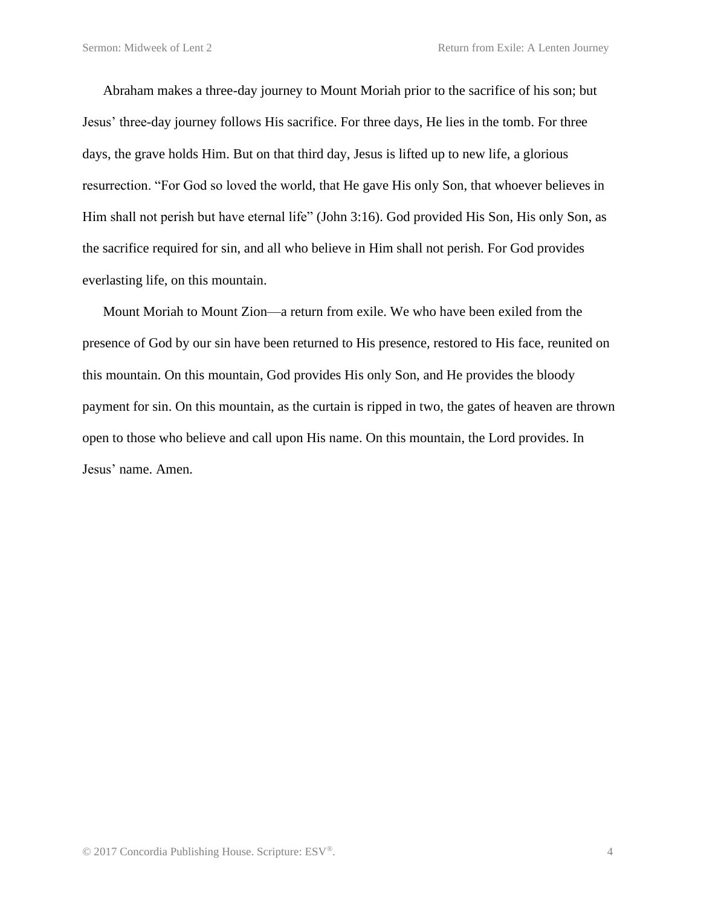Abraham makes a three-day journey to Mount Moriah prior to the sacrifice of his son; but Jesus' three-day journey follows His sacrifice. For three days, He lies in the tomb. For three days, the grave holds Him. But on that third day, Jesus is lifted up to new life, a glorious resurrection. "For God so loved the world, that He gave His only Son, that whoever believes in Him shall not perish but have eternal life" (John 3:16). God provided His Son, His only Son, as the sacrifice required for sin, and all who believe in Him shall not perish. For God provides everlasting life, on this mountain.

Mount Moriah to Mount Zion—a return from exile. We who have been exiled from the presence of God by our sin have been returned to His presence, restored to His face, reunited on this mountain. On this mountain, God provides His only Son, and He provides the bloody payment for sin. On this mountain, as the curtain is ripped in two, the gates of heaven are thrown open to those who believe and call upon His name. On this mountain, the Lord provides. In Jesus' name. Amen.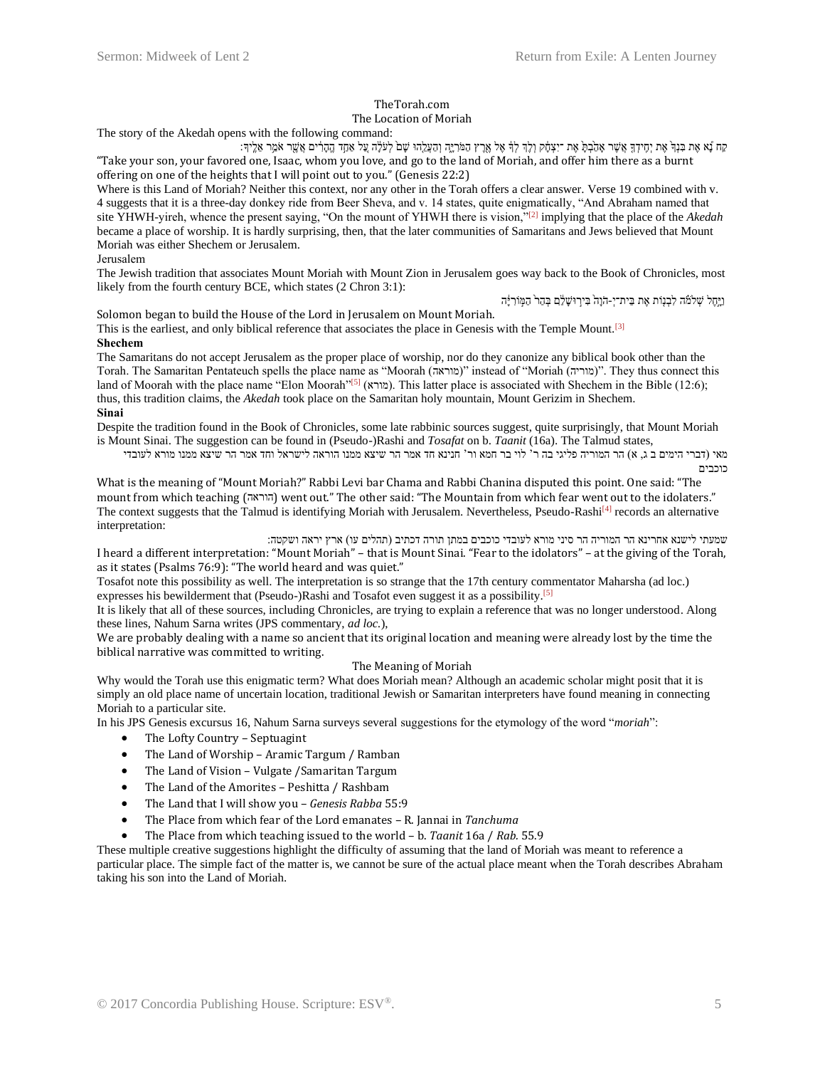TheTorah.com

The Location of Moriah

The story of the Akedah opens with the following command:

קַח נָא אֶת בִּנְךָ אֶת יְחִידְךָ אֲשֶׁר אָהַבְתָּ אֶת ־יִצְחָק וְלֶךְ לְךָ אֶל אֶרֶץ הַמֹּרִיָּה וְהַעֲלֵהוּ שָׁם לְעֹלָה עַל אַחַד הֶהָרִים אֲשֶׁר אֹמַר אֵלֶיךָ:

"Take your son, your favored one, Isaac, whom you love, and go to the land of Moriah, and offer him there as a burnt offering on one of the heights that I will point out to you." (Genesis 22:2)

Where is this Land of Moriah? Neither this context, nor any other in the Torah offers a clear answer. Verse 19 combined with v. 4 suggests that it is a three-day donkey ride from Beer Sheva, and v. 14 states, quite enigmatically, "And Abraham named that site YHWH-yireh, whence the present saying, "On the mount of YHWH there is vision,"[2] implying that the place of the *Akedah* became a place of worship. It is hardly surprising, then, that the later communities of Samaritans and Jews believed that Mount Moriah was either Shechem or Jerusalem.

Jerusalem

The Jewish tradition that associates Mount Moriah with Mount Zion in Jerusalem goes way back to the Book of Chronicles, most likely from the fourth century BCE, which states (2 Chron 3:1):

וַיָּחֶל שְׁלֹמֹה לִבְנוֹת אֶת בֵּית־יְ-הוָה בִּירוּשָׁלַם בְּהַר הַמּוֹרִיָּה

Solomon began to build the House of the Lord in Jerusalem on Mount Moriah.

This is the earliest, and only biblical reference that associates the place in Genesis with the Temple Mount.[3]

**Shechem**

The Samaritans do not accept Jerusalem as the proper place of worship, nor do they canonize any biblical book other than the Torah. The Samaritan Pentateuch spells the place name as "Moorah (מוראה)" instead of "Moriah (מוריה)". They thus connect this land of Moorah with the place name "Elon Moorah"[5] (מורא). This latter place is associated with Shechem in the Bible (12:6); thus, this tradition claims, the *Akedah* took place on the Samaritan holy mountain, Mount Gerizim in Shechem.

**Sinai**

Despite the tradition found in the Book of Chronicles, some late rabbinic sources suggest, quite surprisingly, that Mount Moriah is Mount Sinai. The suggestion can be found in (Pseudo-)Rashi and *Tosafat* on b. *Taanit* (16a). The Talmud states,

מאי (דברי הימים ב ג, א) הר המוריה פליגי בה ר' לוי בר חמא ור' חנינא חד אמר הר שיצא ממנו הוראה לישראל וחד אמר הר שיצא ממנו מורא לעובדי כוכבים

What is the meaning of "Mount Moriah?" Rabbi Levi bar Chama and Rabbi Chanina disputed this point. One said: "The mount from which teaching (הוראה) went out." The other said: "The Mountain from which fear went out to the idolaters." The context suggests that the Talmud is identifying Moriah with Jerusalem. Nevertheless, Pseudo-Rashi[4] records an alternative interpretation:

שמעתי לישנא אחרינא הר המוריה הר סיני מורא לעובדי כוכבים במתן תורה דכתיב (תהלים עו) ארץ יראה ושקטה:

I heard a different interpretation: "Mount Moriah" – that is Mount Sinai. "Fear to the idolators" – at the giving of the Torah, as it states (Psalms 76:9): "The world heard and was quiet."

Tosafot note this possibility as well. The interpretation is so strange that the 17th century commentator Maharsha (ad loc.) expresses his bewilderment that (Pseudo-)Rashi and Tosafot even suggest it as a possibility.[5]

It is likely that all of these sources, including Chronicles, are trying to explain a reference that was no longer understood. Along these lines, Nahum Sarna writes (JPS commentary, *ad loc.*),

We are probably dealing with a name so ancient that its original location and meaning were already lost by the time the biblical narrative was committed to writing.

The Meaning of Moriah

Why would the Torah use this enigmatic term? What does Moriah mean? Although an academic scholar might posit that it is simply an old place name of uncertain location, traditional Jewish or Samaritan interpreters have found meaning in connecting Moriah to a particular site.

In his JPS Genesis excursus 16, Nahum Sarna surveys several suggestions for the etymology of the word "*moriah*":

- The Lofty Country – Septuagint
- The Land of Worship – Aramic Targum / Ramban
- The Land of Vision – Vulgate /Samaritan Targum
- The Land of the Amorites – Peshitta / Rashbam
- The Land that I will show you – *Genesis Rabba* 55:9
- The Place from which fear of the Lord emanates – R. Jannai in *Tanchuma*
- The Place from which teaching issued to the world – b. *Taanit* 16a / *Rab.* 55.9

These multiple creative suggestions highlight the difficulty of assuming that the land of Moriah was meant to reference a particular place. The simple fact of the matter is, we cannot be sure of the actual place meant when the Torah describes Abraham taking his son into the Land of Moriah.